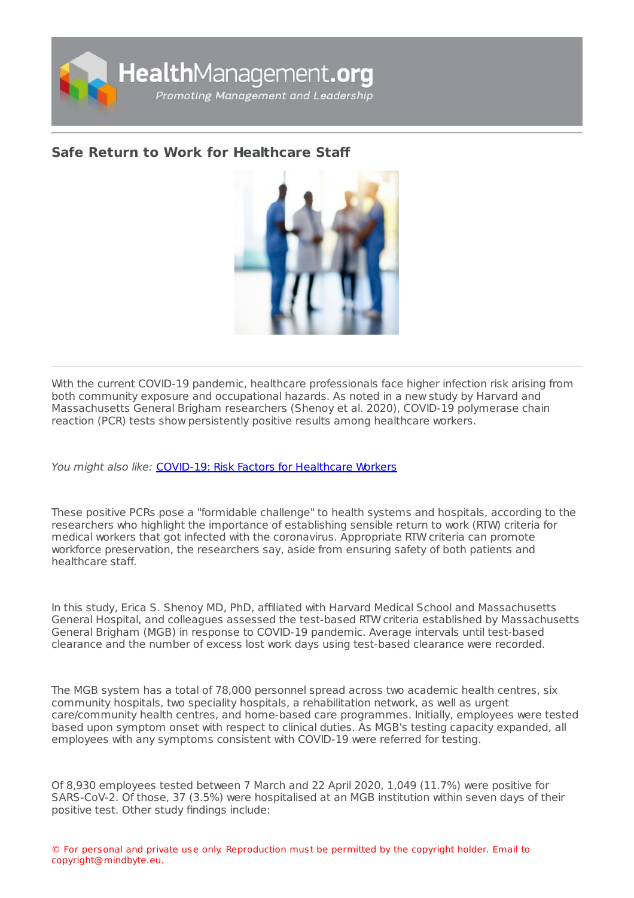# Safe Return to Work for Healthcare Staff

With the current COVID-19 pandemic, healthcare professionals face higher infection risk arising from both community exposure and occupational hazards. As noted in a new study by Harvard and Massachusetts General Brigham researchers (Shenoy et al. 2020), COVID-19 polymerase chain reaction (PCR) tests show persistently positive results among healthcare workers.

*You might also like:* [COVID-19: Risk Factors for Healthcare Workers]()

These positive PCRs pose a "formidable challenge" to health systems and hospitals, according to the researchers who highlight the importance of establishing sensible return to work (RTW) criteria for medical workers that got infected with the coronavirus. Appropriate RTW criteria can promote workforce preservation, the researchers say, aside from ensuring safety of both patients and healthcare staff.

In this study, Erica S. Shenoy MD, PhD, affiliated with Harvard Medical School and Massachusetts General Hospital, and colleagues assessed the test-based RTW criteria established by Massachusetts General Brigham (MGB) in response to COVID-19 pandemic. Average intervals until test-based clearance and the number of excess lost work days using test-based clearance were recorded.

The MGB system has a total of 78,000 personnel spread across two academic health centres, six community hospitals, two speciality hospitals, a rehabilitation network, as well as urgent care/community health centres, and home-based care programmes. Initially, employees were tested based upon symptom onset with respect to clinical duties. As MGB's testing capacity expanded, all employees with any symptoms consistent with COVID-19 were referred for testing.

Of 8,930 employees tested between 7 March and 22 April 2020, 1,049 (11.7%) were positive for SARS-CoV-2. Of those, 37 (3.5%) were hospitalised at an MGB institution within seven days of their positive test. Other study findings include: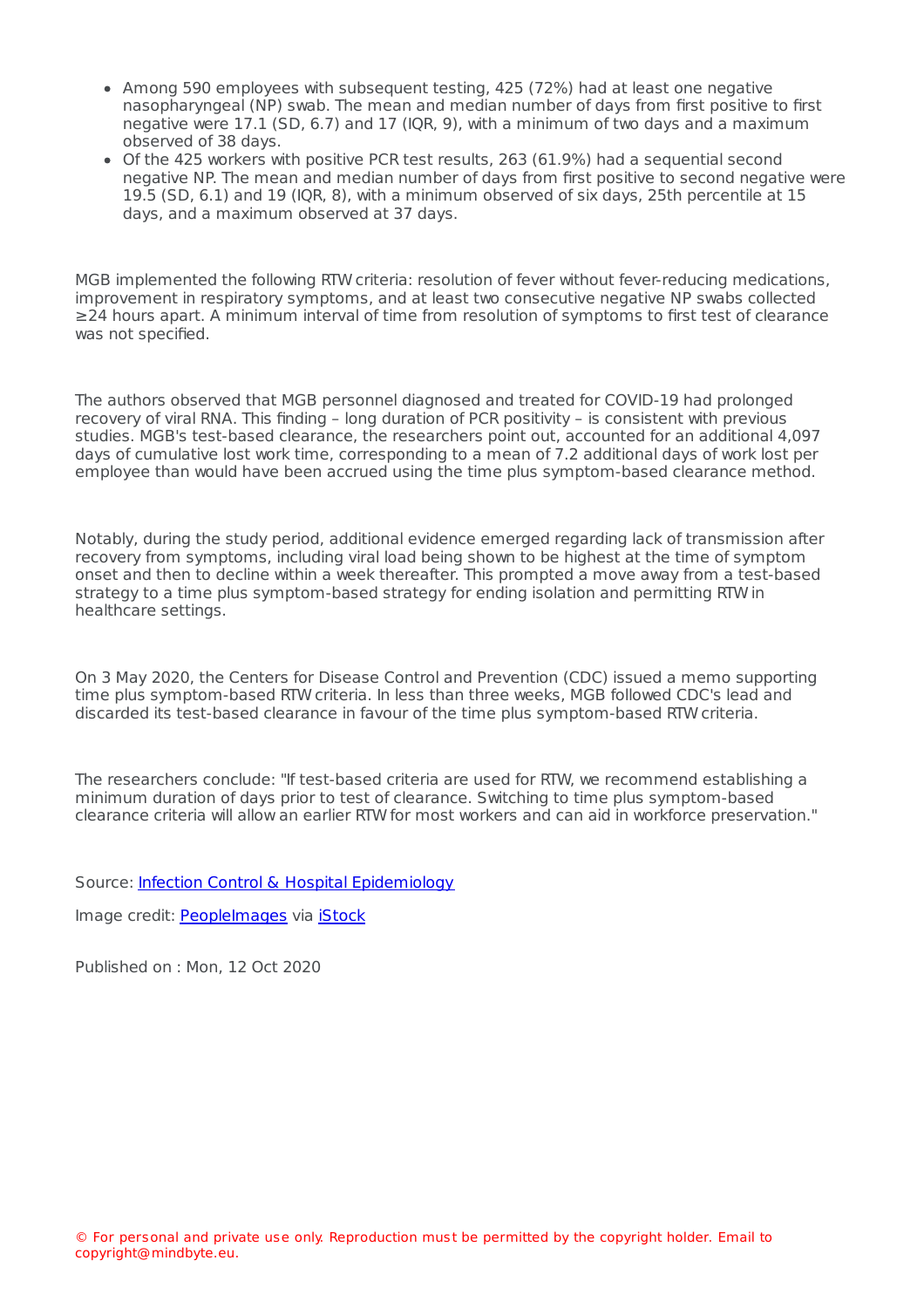- Among 590 employees with subsequent testing, 425 (72%) had at least one negative nasopharyngeal (NP) swab. The mean and median number of days from first positive to first negative were 17.1 (SD, 6.7) and 17 (IQR, 9), with a minimum of two days and a maximum observed of 38 days.
- Of the 425 workers with positive PCR test results, 263 (61.9%) had a sequential second negative NP. The mean and median number of days from first positive to second negative were 19.5 (SD, 6.1) and 19 (IQR, 8), with a minimum observed of six days, 25th percentile at 15 days, and a maximum observed at 37 days.

MGB implemented the following RTW criteria: resolution of fever without fever-reducing medications, improvement in respiratory symptoms, and at least two consecutive negative NP swabs collected ≥24 hours apart. A minimum interval of time from resolution of symptoms to first test of clearance was not specified.

The authors observed that MGB personnel diagnosed and treated for COVID-19 had prolonged recovery of viral RNA. This finding – long duration of PCR positivity – is consistent with previous studies. MGB's test-based clearance, the researchers point out, accounted for an additional 4,097 days of cumulative lost work time, corresponding to a mean of 7.2 additional days of work lost per employee than would have been accrued using the time plus symptom-based clearance method.

Notably, during the study period, additional evidence emerged regarding lack of transmission after recovery from symptoms, including viral load being shown to be highest at the time of symptom onset and then to decline within a week thereafter. This prompted a move away from a test-based strategy to a time plus symptom-based strategy for ending isolation and permitting RTW in healthcare settings.

On 3 May 2020, the Centers for Disease Control and Prevention (CDC) issued a memo supporting time plus symptom-based RTW criteria. In less than three weeks, MGB followed CDC's lead and discarded its test-based clearance in favour of the time plus symptom-based RTW criteria.

The researchers conclude: "If test-based criteria are used for RTW, we recommend establishing a minimum duration of days prior to test of clearance. Switching to time plus symptom-based clearance criteria will allow an earlier RTW for most workers and can aid in workforce preservation."

Source: Infection Control & Hospital Epidemiology

Image credit: PeopleImages via iStock

Published on : Mon, 12 Oct 2020

© For personal and private use only. Reproduction must be permitted by the copyright holder. Email to copyright@mindbyte.eu.